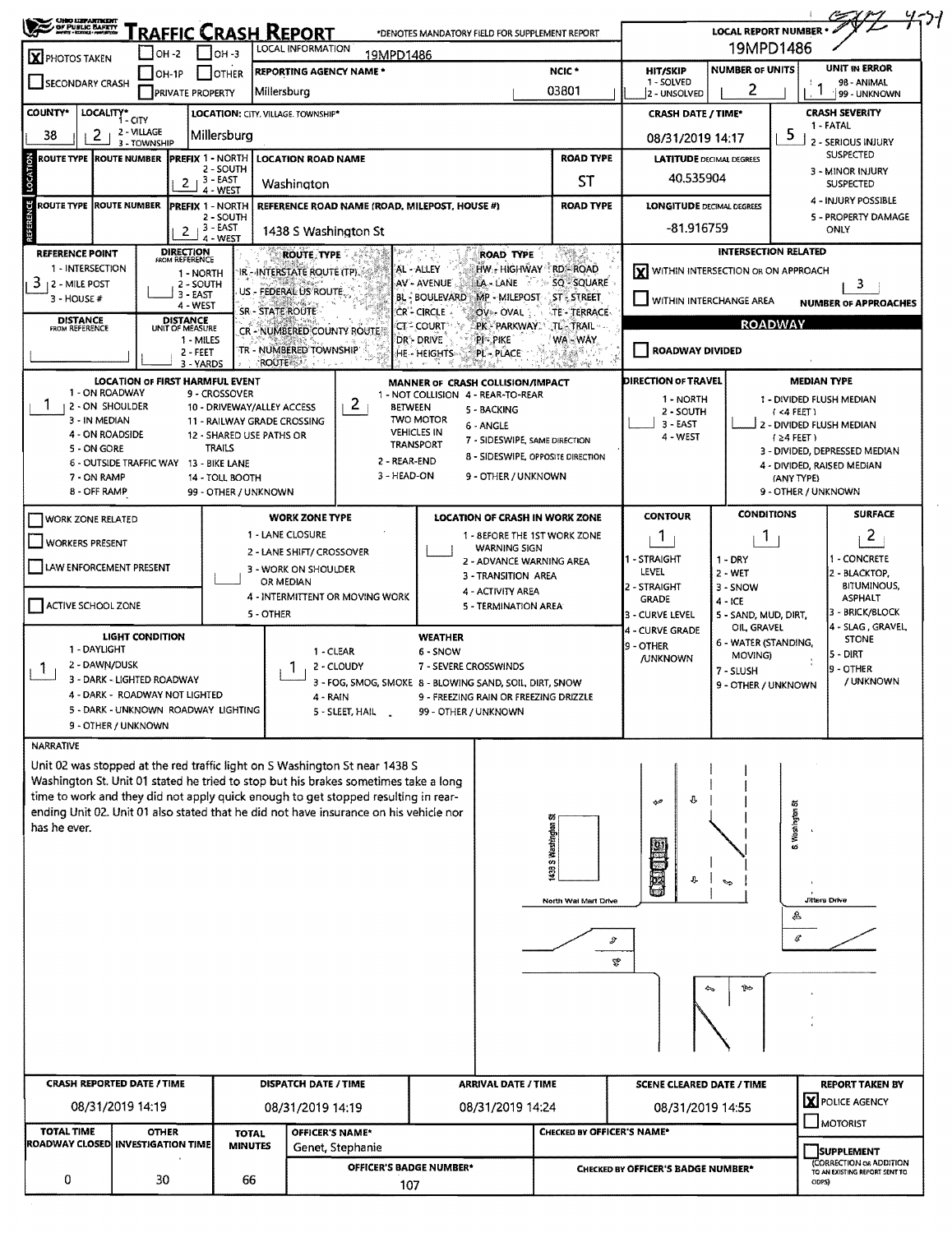# TRAFFIC CRASH REPORT

OHIO DEPARTMENT OF PUBLIC SAFETY

*DENOTES MANDATORY FIELD FOR SUPPLEMENT REPORT

LOCAL REPORT NUMBER *: 19MPD1486

| Field | Value |
|---|---|
| PHOTOS TAKEN | X |
| OH -2 / OH -3 / OTHER / OH-1P / PRIVATE PROPERTY / SECONDARY CRASH | |
| LOCAL INFORMATION | 19MPD1486 |
| REPORTING AGENCY NAME * | Millersburg |
| NCIC * | 03801 |
| HIT/SKIP (1 - SOLVED, 2 - UNSOLVED) | |
| NUMBER OF UNITS | 2 |
| UNIT IN ERROR (98 - ANIMAL, 99 - UNKNOWN) | 1 |
| COUNTY* | 38 |
| LOCALITY* (1 - CITY, 2 - VILLAGE, 3 - TOWNSHIP) | 2 |
| LOCATION: CITY, VILLAGE, TOWNSHIP* | Millersburg |
| CRASH DATE / TIME* | 08/31/2019 14:17 |
| CRASH SEVERITY (1 - FATAL, 2 - SERIOUS INJURY SUSPECTED, 3 - MINOR INJURY SUSPECTED, 4 - INJURY POSSIBLE, 5 - PROPERTY DAMAGE ONLY) | 5 |

## LOCATION

| ROUTE TYPE | ROUTE NUMBER | PREFIX (1 - NORTH, 2 - SOUTH, 3 - EAST, 4 - WEST) | LOCATION ROAD NAME | ROAD TYPE | LATITUDE DECIMAL DEGREES |
|---|---|---|---|---|---|
| | | 2 | Washington | ST | 40.535904 |

## REFERENCE

| ROUTE TYPE | ROUTE NUMBER | PREFIX (1 - NORTH, 2 - SOUTH, 3 - EAST, 4 - WEST) | REFERENCE ROAD NAME (ROAD, MILEPOST, HOUSE #) | ROAD TYPE | LONGITUDE DECIMAL DEGREES |
|---|---|---|---|---|---|
| | | 2 | 1438 S Washington St | | -81.916759 |

| Field | Value |
|---|---|
| REFERENCE POINT (1 - INTERSECTION, 2 - MILE POST, 3 - HOUSE #) | 3 |
| DIRECTION FROM REFERENCE (1 - NORTH, 2 - SOUTH, 3 - EAST, 4 - WEST) | |
| DISTANCE FROM REFERENCE | |
| DISTANCE UNIT OF MEASURE (1 - MILES, 2 - FEET, 3 - YARDS) | |

ROUTE TYPE: IR - INTERSTATE ROUTE (TP), US - FEDERAL US ROUTE, SR - STATE ROUTE, CR - NUMBERED COUNTY ROUTE, TR - NUMBERED TOWNSHIP ROUTE

ROAD TYPE: AL - ALLEY, AV - AVENUE, BL - BOULEVARD, CR - CIRCLE, CT - COURT, DR - DRIVE, HE - HEIGHTS, HW - HIGHWAY, LA - LANE, MP - MILEPOST, OV - OVAL, PK - PARKWAY, PI - PIKE, PL - PLACE, RD - ROAD, SQ - SQUARE, ST - STREET, TE - TERRACE, TL - TRAIL, WA - WAY

## INTERSECTION RELATED

- [X] WITHIN INTERSECTION OR ON APPROACH
- [ ] WITHIN INTERCHANGE AREA

NUMBER OF APPROACHES: 3

## ROADWAY

- [ ] ROADWAY DIVIDED

| Field | Value |
|---|---|
| LOCATION OF FIRST HARMFUL EVENT | 1 |
| MANNER OF CRASH COLLISION/IMPACT | 2 |
| DIRECTION OF TRAVEL | |
| MEDIAN TYPE | |

LOCATION OF FIRST HARMFUL EVENT: 1 - ON ROADWAY, 2 - ON SHOULDER, 3 - IN MEDIAN, 4 - ON ROADSIDE, 5 - ON GORE, 6 - OUTSIDE TRAFFIC WAY, 7 - ON RAMP, 8 - OFF RAMP, 9 - CROSSOVER, 10 - DRIVEWAY/ALLEY ACCESS, 11 - RAILWAY GRADE CROSSING, 12 - SHARED USE PATHS OR TRAILS, 13 - BIKE LANE, 14 - TOLL BOOTH, 99 - OTHER / UNKNOWN

MANNER OF CRASH COLLISION/IMPACT: 1 - NOT COLLISION BETWEEN TWO MOTOR VEHICLES IN TRANSPORT, 2 - REAR-END, 3 - HEAD-ON, 4 - REAR-TO-REAR, 5 - BACKING, 6 - ANGLE, 7 - SIDESWIPE, SAME DIRECTION, 8 - SIDESWIPE, OPPOSITE DIRECTION, 9 - OTHER / UNKNOWN

DIRECTION OF TRAVEL: 1 - NORTH, 2 - SOUTH, 3 - EAST, 4 - WEST

MEDIAN TYPE: 1 - DIVIDED FLUSH MEDIAN (<4 FEET), 2 - DIVIDED FLUSH MEDIAN (≥4 FEET), 3 - DIVIDED, DEPRESSED MEDIAN, 4 - DIVIDED, RAISED MEDIAN (ANY TYPE), 9 - OTHER / UNKNOWN

## WORK ZONE

- [ ] WORK ZONE RELATED
- [ ] WORKERS PRESENT
- [ ] LAW ENFORCEMENT PRESENT
- [ ] ACTIVE SCHOOL ZONE

WORK ZONE TYPE: 1 - LANE CLOSURE, 2 - LANE SHIFT/ CROSSOVER, 3 - WORK ON SHOULDER OR MEDIAN, 4 - INTERMITTENT OR MOVING WORK, 5 - OTHER

LOCATION OF CRASH IN WORK ZONE: 1 - BEFORE THE 1ST WORK ZONE WARNING SIGN, 2 - ADVANCE WARNING AREA, 3 - TRANSITION AREA, 4 - ACTIVITY AREA, 5 - TERMINATION AREA

| CONTOUR | CONDITIONS | SURFACE |
|---|---|---|
| 1 | 1 | 2 |

CONTOUR: 1 - STRAIGHT LEVEL, 2 - STRAIGHT GRADE, 3 - CURVE LEVEL, 4 - CURVE GRADE, 9 - OTHER /UNKNOWN

CONDITIONS: 1 - DRY, 2 - WET, 3 - SNOW, 4 - ICE, 5 - SAND, MUD, DIRT, OIL, GRAVEL, 6 - WATER (STANDING, MOVING), 7 - SLUSH, 9 - OTHER / UNKNOWN

SURFACE: 1 - CONCRETE, 2 - BLACKTOP, BITUMINOUS, ASPHALT, 3 - BRICK/BLOCK, 4 - SLAG, GRAVEL, STONE, 5 - DIRT, 9 - OTHER / UNKNOWN

| LIGHT CONDITION | WEATHER |
|---|---|
| 1 | 2 |

LIGHT CONDITION: 1 - DAYLIGHT, 2 - DAWN/DUSK, 3 - DARK - LIGHTED ROADWAY, 4 - DARK - ROADWAY NOT LIGHTED, 5 - DARK - UNKNOWN ROADWAY LIGHTING, 9 - OTHER / UNKNOWN

WEATHER: 1 - CLEAR, 2 - CLOUDY, 3 - FOG, SMOG, SMOKE, 4 - RAIN, 5 - SLEET, HAIL, 6 - SNOW, 7 - SEVERE CROSSWINDS, 8 - BLOWING SAND, SOIL, DIRT, SNOW, 9 - FREEZING RAIN OR FREEZING DRIZZLE, 99 - OTHER / UNKNOWN

## NARRATIVE

Unit 02 was stopped at the red traffic light on S Washington St near 1438 S Washington St. Unit 01 stated he tried to stop but his brakes sometimes take a long time to work and they did not apply quick enough to get stopped resulting in rear-ending Unit 02. Unit 01 also stated that he did not have insurance on his vehicle nor has he ever.

Diagram labels: 1438 S Washington St, S. Washington St, North Wal Mart Drive, Jitters Drive, 01, 02

| CRASH REPORTED DATE / TIME | DISPATCH DATE / TIME | ARRIVAL DATE / TIME | SCENE CLEARED DATE / TIME | REPORT TAKEN BY |
|---|---|---|---|---|
| 08/31/2019 14:19 | 08/31/2019 14:19 | 08/31/2019 14:24 | 08/31/2019 14:55 | [X] POLICE AGENCY [ ] MOTORIST |

| TOTAL TIME ROADWAY CLOSED | OTHER INVESTIGATION TIME | TOTAL MINUTES | OFFICER'S NAME* | OFFICER'S BADGE NUMBER* | CHECKED BY OFFICER'S NAME* | CHECKED BY OFFICER'S BADGE NUMBER* | SUPPLEMENT (CORRECTION OR ADDITION TO AN EXISTING REPORT SENT TO ODPS) |
|---|---|---|---|---|---|---|---|
| 0 | 30 | 66 | Genet, Stephanie | 107 | | | [ ] |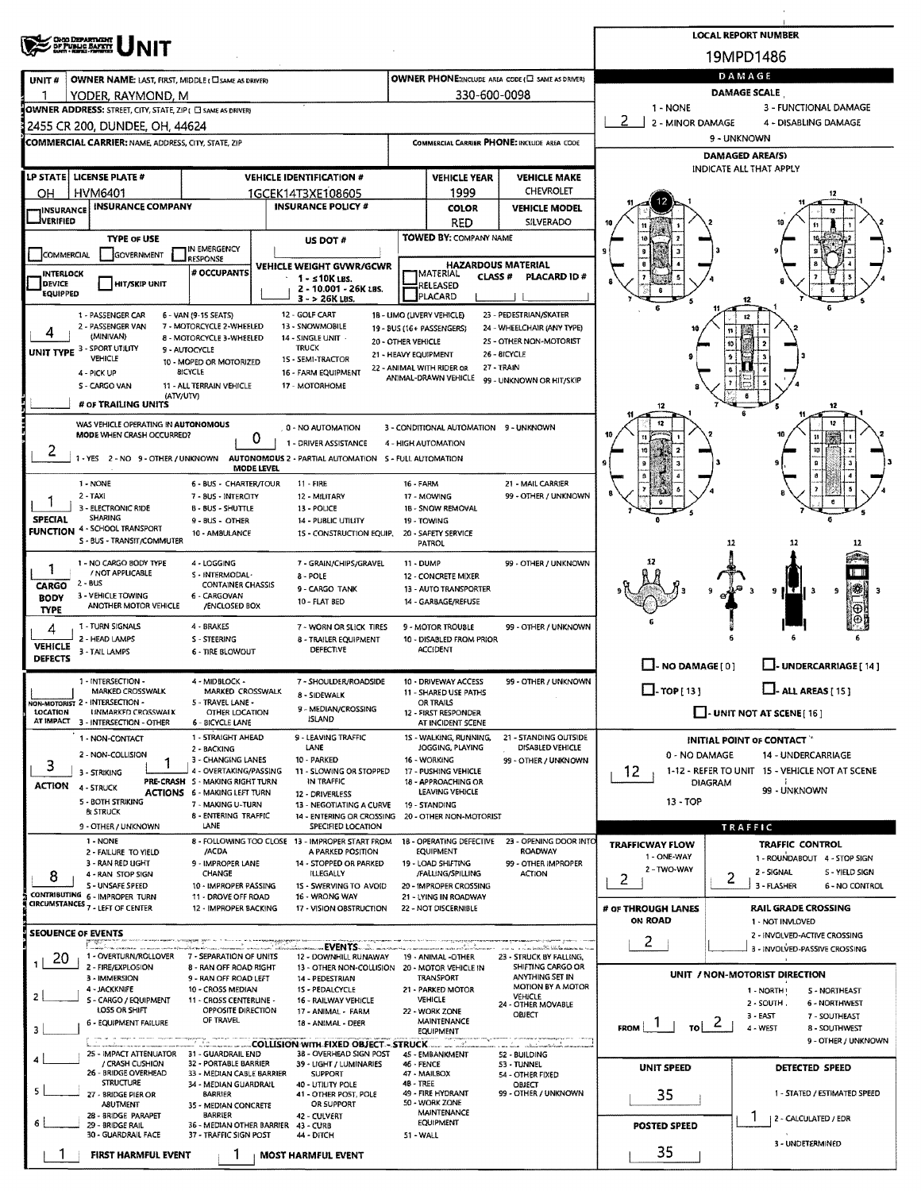# OHIO DEPARTMENT OF PUBLIC SAFETY UNIT

**LOCAL REPORT NUMBER:** 19MPD1486

| UNIT # | OWNER NAME: LAST, FIRST, MIDDLE (☐ SAME AS DRIVER) | OWNER PHONE: INCLUDE AREA CODE (☐ SAME AS DRIVER) |
|---|---|---|
| 1 | YODER, RAYMOND, M | 330-600-0098 |

**OWNER ADDRESS:** STREET, CITY, STATE, ZIP (☐ SAME AS DRIVER)
2455 CR 200, DUNDEE, OH, 44624

**COMMERCIAL CARRIER:** NAME, ADDRESS, CITY, STATE, ZIP

**COMMERCIAL CARRIER PHONE:** INCLUDE AREA CODE

| LP STATE | LICENSE PLATE # | VEHICLE IDENTIFICATION # | VEHICLE YEAR | VEHICLE MAKE |
|---|---|---|---|---|
| OH | HVM6401 | 1GCEK14T3XE108605 | 1999 | CHEVROLET |

| ☐ INSURANCE VERIFIED | INSURANCE COMPANY | INSURANCE POLICY # | COLOR | VEHICLE MODEL |
|---|---|---|---|---|
| | | | RED | SILVERADO |

**TYPE OF USE:** ☐ COMMERCIAL ☐ GOVERNMENT ☐ IN EMERGENCY RESPONSE

**US DOT #:**

**TOWED BY:** COMPANY NAME

☐ INTERLOCK DEVICE EQUIPPED ☐ HIT/SKIP UNIT

**# OCCUPANTS:**

**VEHICLE WEIGHT GVWR/GCWR:** 1 - ≤10K LBS. 2 - 10.001 - 26K LBS. 3 - > 26K LBS.

**HAZARDOUS MATERIAL:** ☐ MATERIAL RELEASED ☐ PLACARD — CLASS # — PLACARD ID #

**UNIT TYPE:** 4
1 - PASSENGER CAR, 2 - PASSENGER VAN (MINIVAN), 3 - SPORT UTILITY VEHICLE, 4 - PICK UP, 5 - CARGO VAN, 6 - VAN (9-15 SEATS), 7 - MOTORCYCLE 2-WHEELED, 8 - MOTORCYCLE 3-WHEELED, 9 - AUTOCYCLE, 10 - MOPED OR MOTORIZED BICYCLE, 11 - ALL TERRAIN VEHICLE (ATV/UTV), 12 - GOLF CART, 13 - SNOWMOBILE, 14 - SINGLE UNIT TRUCK, 15 - SEMI-TRACTOR, 16 - FARM EQUIPMENT, 17 - MOTORHOME, 18 - LIMO (LIVERY VEHICLE), 19 - BUS (16+ PASSENGERS), 20 - OTHER VEHICLE, 21 - HEAVY EQUIPMENT, 22 - ANIMAL WITH RIDER OR ANIMAL-DRAWN VEHICLE, 23 - PEDESTRIAN/SKATER, 24 - WHEELCHAIR (ANY TYPE), 25 - OTHER NON-MOTORIST, 26 - BICYCLE, 27 - TRAIN, 99 - UNKNOWN OR HIT/SKIP

**# OF TRAILING UNITS:**

**WAS VEHICLE OPERATING IN AUTONOMOUS MODE WHEN CRASH OCCURRED?** 2
1 - YES 2 - NO 9 - OTHER / UNKNOWN

**AUTONOMOUS MODE LEVEL:** 0
0 - NO AUTOMATION, 1 - DRIVER ASSISTANCE, 2 - PARTIAL AUTOMATION, 3 - CONDITIONAL AUTOMATION, 4 - HIGH AUTOMATION, 5 - FULL AUTOMATION, 9 - UNKNOWN

**SPECIAL FUNCTION:** 1
1 - NONE, 2 - TAXI, 3 - ELECTRONIC RIDE SHARING, 4 - SCHOOL TRANSPORT, 5 - BUS - TRANSIT/COMMUTER, 6 - BUS - CHARTER/TOUR, 7 - BUS - INTERCITY, 8 - BUS - SHUTTLE, 9 - BUS - OTHER, 10 - AMBULANCE, 11 - FIRE, 12 - MILITARY, 13 - POLICE, 14 - PUBLIC UTILITY, 15 - CONSTRUCTION EQUIP., 16 - FARM, 17 - MOWING, 18 - SNOW REMOVAL, 19 - TOWING, 20 - SAFETY SERVICE PATROL, 21 - MAIL CARRIER, 99 - OTHER / UNKNOWN

**CARGO BODY TYPE:** 1
1 - NO CARGO BODY TYPE / NOT APPLICABLE, 2 - BUS, 3 - VEHICLE TOWING ANOTHER MOTOR VEHICLE, 4 - LOGGING, 5 - INTERMODAL CONTAINER CHASSIS, 6 - CARGOVAN /ENCLOSED BOX, 7 - GRAIN/CHIPS/GRAVEL, 8 - POLE, 9 - CARGO TANK, 10 - FLAT BED, 11 - DUMP, 12 - CONCRETE MIXER, 13 - AUTO TRANSPORTER, 14 - GARBAGE/REFUSE, 99 - OTHER / UNKNOWN

**VEHICLE DEFECTS:** 4
1 - TURN SIGNALS, 2 - HEAD LAMPS, 3 - TAIL LAMPS, 4 - BRAKES, 5 - STEERING, 6 - TIRE BLOWOUT, 7 - WORN OR SLICK TIRES, 8 - TRAILER EQUIPMENT DEFECTIVE, 9 - MOTOR TROUBLE, 10 - DISABLED FROM PRIOR ACCIDENT, 99 - OTHER / UNKNOWN

**NON-MOTORIST LOCATION AT IMPACT:**
1 - INTERSECTION - MARKED CROSSWALK, 2 - INTERSECTION - UNMARKED CROSSWALK, 3 - INTERSECTION - OTHER, 4 - MIDBLOCK - MARKED CROSSWALK, 5 - TRAVEL LANE - OTHER LOCATION, 6 - BICYCLE LANE, 7 - SHOULDER/ROADSIDE, 8 - SIDEWALK, 9 - MEDIAN/CROSSING ISLAND, 10 - DRIVEWAY ACCESS, 11 - SHARED USE PATHS OR TRAILS, 12 - FIRST RESPONDER AT INCIDENT SCENE, 99 - OTHER / UNKNOWN

**ACTION:** 3
1 - NON-CONTACT, 2 - NON-COLLISION, 3 - STRIKING, 4 - STRUCK, 5 - BOTH STRIKING & STRUCK, 9 - OTHER / UNKNOWN

**PRE-CRASH ACTIONS:** 1
1 - STRAIGHT AHEAD, 2 - BACKING, 3 - CHANGING LANES, 4 - OVERTAKING/PASSING, 5 - MAKING RIGHT TURN, 6 - MAKING LEFT TURN, 7 - MAKING U-TURN, 8 - ENTERING TRAFFIC LANE, 9 - LEAVING TRAFFIC LANE, 10 - PARKED, 11 - SLOWING OR STOPPED IN TRAFFIC, 12 - DRIVERLESS, 13 - NEGOTIATING A CURVE, 14 - ENTERING OR CROSSING SPECIFIED LOCATION, 15 - WALKING, RUNNING, JOGGING, PLAYING, 16 - WORKING, 17 - PUSHING VEHICLE, 18 - APPROACHING OR LEAVING VEHICLE, 19 - STANDING, 20 - OTHER NON-MOTORIST, 21 - STANDING OUTSIDE DISABLED VEHICLE, 99 - OTHER / UNKNOWN

**CONTRIBUTING CIRCUMSTANCES:** 8
1 - NONE, 2 - FAILURE TO YIELD, 3 - RAN RED LIGHT, 4 - RAN STOP SIGN, 5 - UNSAFE SPEED, 6 - IMPROPER TURN, 7 - LEFT OF CENTER, 8 - FOLLOWING TOO CLOSE /ACDA, 9 - IMPROPER LANE CHANGE, 10 - IMPROPER PASSING, 11 - DROVE OFF ROAD, 12 - IMPROPER BACKING, 13 - IMPROPER START FROM A PARKED POSITION, 14 - STOPPED OR PARKED ILLEGALLY, 15 - SWERVING TO AVOID, 16 - WRONG WAY, 17 - VISION OBSTRUCTION, 18 - OPERATING DEFECTIVE EQUIPMENT, 19 - LOAD SHIFTING /FALLING/SPILLING, 20 - IMPROPER CROSSING, 21 - LYING IN ROADWAY, 22 - NOT DISCERNIBLE, 23 - OPENING DOOR INTO ROADWAY, 99 - OTHER IMPROPER ACTION

**SEQUENCE OF EVENTS:**
1: 20
2:
3:
4:
5:
6:

**EVENTS:**
1 - OVERTURN/ROLLOVER, 2 - FIRE/EXPLOSION, 3 - IMMERSION, 4 - JACKKNIFE, 5 - CARGO / EQUIPMENT LOSS OR SHIFT, 6 - EQUIPMENT FAILURE, 7 - SEPARATION OF UNITS, 8 - RAN OFF ROAD RIGHT, 9 - RAN OFF ROAD LEFT, 10 - CROSS MEDIAN, 11 - CROSS CENTERLINE - OPPOSITE DIRECTION OF TRAVEL, 12 - DOWNHILL RUNAWAY, 13 - OTHER NON-COLLISION, 14 - PEDESTRIAN, 15 - PEDALCYCLE, 16 - RAILWAY VEHICLE, 17 - ANIMAL - FARM, 18 - ANIMAL - DEER, 19 - ANIMAL -OTHER, 20 - MOTOR VEHICLE IN TRANSPORT, 21 - PARKED MOTOR VEHICLE, 22 - WORK ZONE MAINTENANCE EQUIPMENT, 23 - STRUCK BY FALLING, SHIFTING CARGO OR ANYTHING SET IN MOTION BY A MOTOR VEHICLE, 24 - OTHER MOVABLE OBJECT

**COLLISION WITH FIXED OBJECT - STRUCK:**
25 - IMPACT ATTENUATOR / CRASH CUSHION, 26 - BRIDGE OVERHEAD STRUCTURE, 27 - BRIDGE PIER OR ABUTMENT, 28 - BRIDGE PARAPET, 29 - BRIDGE RAIL, 30 - GUARDRAIL FACE, 31 - GUARDRAIL END, 32 - PORTABLE BARRIER, 33 - MEDIAN CABLE BARRIER, 34 - MEDIAN GUARDRAIL BARRIER, 35 - MEDIAN CONCRETE BARRIER, 36 - MEDIAN OTHER BARRIER, 37 - TRAFFIC SIGN POST, 38 - OVERHEAD SIGN POST, 39 - LIGHT / LUMINARIES SUPPORT, 40 - UTILITY POLE, 41 - OTHER POST, POLE OR SUPPORT, 42 - CULVERT, 43 - CURB, 44 - DITCH, 45 - EMBANKMENT, 46 - FENCE, 47 - MAILBOX, 48 - TREE, 49 - FIRE HYDRANT, 50 - WORK ZONE MAINTENANCE EQUIPMENT, 51 - WALL, 52 - BUILDING, 53 - TUNNEL, 54 - OTHER FIXED OBJECT, 99 - OTHER / UNKNOWN

**FIRST HARMFUL EVENT:** 1 **MOST HARMFUL EVENT:** 1

## DAMAGE

**DAMAGE SCALE:** 2
1 - NONE, 2 - MINOR DAMAGE, 3 - FUNCTIONAL DAMAGE, 4 - DISABLING DAMAGE, 9 - UNKNOWN

**DAMAGED AREA(S):** INDICATE ALL THAT APPLY — 12

☐ NO DAMAGE [0] ☐ UNDERCARRIAGE [14] ☐ TOP [13] ☐ ALL AREAS [15] ☐ UNIT NOT AT SCENE [16]

**INITIAL POINT OF CONTACT:** 12
0 - NO DAMAGE, 1-12 - REFER TO UNIT DIAGRAM, 13 - TOP, 14 - UNDERCARRIAGE, 15 - VEHICLE NOT AT SCENE, 99 - UNKNOWN

## TRAFFIC

**TRAFFICWAY FLOW:** 2
1 - ONE-WAY, 2 - TWO-WAY

**TRAFFIC CONTROL:** 2
1 - ROUNDABOUT, 2 - SIGNAL, 3 - FLASHER, 4 - STOP SIGN, 5 - YIELD SIGN, 6 - NO CONTROL

**# OF THROUGH LANES ON ROAD:** 2

**RAIL GRADE CROSSING:**
1 - NOT INVLOVED, 2 - INVOLVED-ACTIVE CROSSING, 3 - INVOLVED-PASSIVE CROSSING

**UNIT / NON-MOTORIST DIRECTION:** FROM 1 TO 2
1 - NORTH, 2 - SOUTH, 3 - EAST, 4 - WEST, 5 - NORTHEAST, 6 - NORTHWEST, 7 - SOUTHEAST, 8 - SOUTHWEST, 9 - OTHER / UNKNOWN

**UNIT SPEED:** 35

**POSTED SPEED:** 35

**DETECTED SPEED:** 1
1 - STATED / ESTIMATED SPEED, 2 - CALCULATED / EDR, 3 - UNDETERMINED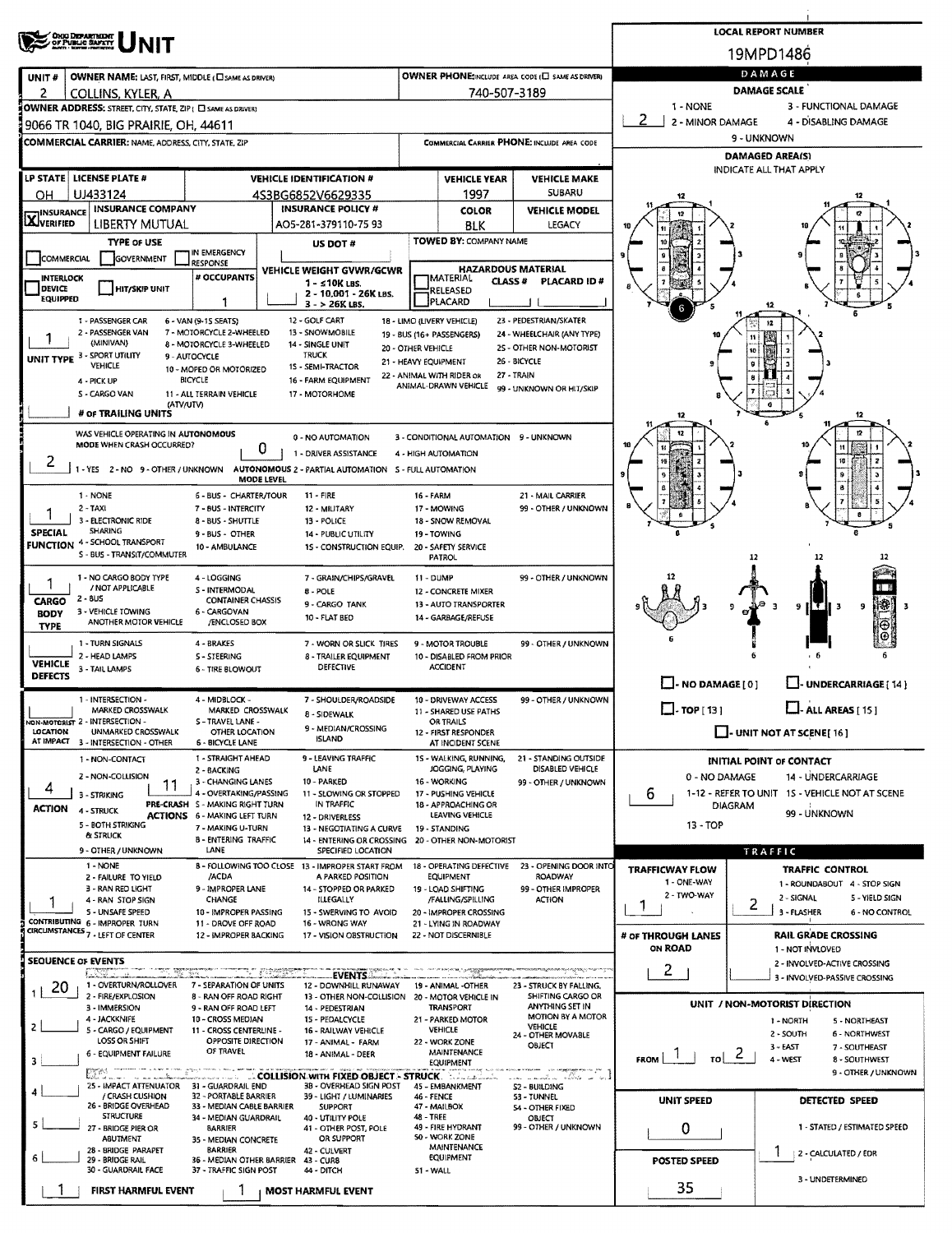# UNIT

**LOCAL REPORT NUMBER:** 19MPD1486

| UNIT # | OWNER NAME: LAST, FIRST, MIDDLE | OWNER PHONE |
|---|---|---|
| 2 | COLLINS, KYLER, A | 740-507-3189 |

**OWNER ADDRESS:** 9066 TR 1040, BIG PRAIRIE, OH, 44611

**COMMERCIAL CARRIER:** NAME, ADDRESS, CITY, STATE, ZIP

**COMMERCIAL CARRIER PHONE:**

## DAMAGE

**DAMAGE SCALE:** 2

1 - NONE; 2 - MINOR DAMAGE; 3 - FUNCTIONAL DAMAGE; 4 - DISABLING DAMAGE; 9 - UNKNOWN

**DAMAGED AREA(S)** INDICATE ALL THAT APPLY: 6

| LP STATE | LICENSE PLATE # | VEHICLE IDENTIFICATION # | VEHICLE YEAR | VEHICLE MAKE |
|---|---|---|---|---|
| OH | UJ433124 | 4S3BG6852V6629335 | 1997 | SUBARU |

| INSURANCE | INSURANCE COMPANY | INSURANCE POLICY # | COLOR | VEHICLE MODEL |
|---|---|---|---|---|
| X VERIFIED | LIBERTY MUTUAL | AO5-281-379110-75 93 | BLK | LEGACY |

**TYPE OF USE:** COMMERCIAL / GOVERNMENT / IN EMERGENCY RESPONSE

**US DOT #:**

**TOWED BY:** COMPANY NAME

**INTERLOCK DEVICE EQUIPPED** / **HIT/SKIP UNIT**

**# OCCUPANTS:** 1

**VEHICLE WEIGHT GVWR/GCWR:** 1 - ≤10K LBS.; 2 - 10,001 - 26K LBS.; 3 - > 26K LBS.

**HAZARDOUS MATERIAL:** MATERIAL RELEASED / PLACARD; CLASS #; PLACARD ID #

**UNIT TYPE:** 1

1 - PASSENGER CAR; 2 - PASSENGER VAN (MINIVAN); 3 - SPORT UTILITY VEHICLE; 4 - PICK UP; 5 - CARGO VAN; 6 - VAN (9-15 SEATS); 7 - MOTORCYCLE 2-WHEELED; 8 - MOTORCYCLE 3-WHEELED; 9 - AUTOCYCLE; 10 - MOPED OR MOTORIZED BICYCLE; 11 - ALL TERRAIN VEHICLE (ATV/UTV); 12 - GOLF CART; 13 - SNOWMOBILE; 14 - SINGLE UNIT TRUCK; 15 - SEMI-TRACTOR; 16 - FARM EQUIPMENT; 17 - MOTORHOME; 18 - LIMO (LIVERY VEHICLE); 19 - BUS (16+ PASSENGERS); 20 - OTHER VEHICLE; 21 - HEAVY EQUIPMENT; 22 - ANIMAL WITH RIDER OR ANIMAL-DRAWN VEHICLE; 23 - PEDESTRIAN/SKATER; 24 - WHEELCHAIR (ANY TYPE); 25 - OTHER NON-MOTORIST; 26 - BICYCLE; 27 - TRAIN; 99 - UNKNOWN OR HIT/SKIP

**# OF TRAILING UNITS:**

**WAS VEHICLE OPERATING IN AUTONOMOUS MODE WHEN CRASH OCCURRED?** 2

1 - YES; 2 - NO; 9 - OTHER / UNKNOWN

**AUTONOMOUS MODE LEVEL:** 0

0 - NO AUTOMATION; 1 - DRIVER ASSISTANCE; 2 - PARTIAL AUTOMATION; 3 - CONDITIONAL AUTOMATION; 4 - HIGH AUTOMATION; 5 - FULL AUTOMATION; 9 - UNKNOWN

**SPECIAL FUNCTION:** 1

1 - NONE; 2 - TAXI; 3 - ELECTRONIC RIDE SHARING; 4 - SCHOOL TRANSPORT; 5 - BUS - TRANSIT/COMMUTER; 6 - BUS - CHARTER/TOUR; 7 - BUS - INTERCITY; 8 - BUS - SHUTTLE; 9 - BUS - OTHER; 10 - AMBULANCE; 11 - FIRE; 12 - MILITARY; 13 - POLICE; 14 - PUBLIC UTILITY; 15 - CONSTRUCTION EQUIP.; 16 - FARM; 17 - MOWING; 18 - SNOW REMOVAL; 19 - TOWING; 20 - SAFETY SERVICE PATROL; 21 - MAIL CARRIER; 99 - OTHER / UNKNOWN

**CARGO BODY TYPE:** 1

1 - NO CARGO BODY TYPE / NOT APPLICABLE; 2 - BUS; 3 - VEHICLE TOWING ANOTHER MOTOR VEHICLE; 4 - LOGGING; 5 - INTERMODAL CONTAINER CHASSIS; 6 - CARGOVAN /ENCLOSED BOX; 7 - GRAIN/CHIPS/GRAVEL; 8 - POLE; 9 - CARGO TANK; 10 - FLAT BED; 11 - DUMP; 12 - CONCRETE MIXER; 13 - AUTO TRANSPORTER; 14 - GARBAGE/REFUSE; 99 - OTHER / UNKNOWN

**VEHICLE DEFECTS:**

1 - TURN SIGNALS; 2 - HEAD LAMPS; 3 - TAIL LAMPS; 4 - BRAKES; 5 - STEERING; 6 - TIRE BLOWOUT; 7 - WORN OR SLICK TIRES; 8 - TRAILER EQUIPMENT DEFECTIVE; 9 - MOTOR TROUBLE; 10 - DISABLED FROM PRIOR ACCIDENT; 99 - OTHER / UNKNOWN

☐ - NO DAMAGE [0] ☐ - UNDERCARRIAGE [14] ☐ - TOP [13] ☐ - ALL AREAS [15] ☐ - UNIT NOT AT SCENE [16]

**NON-MOTORIST LOCATION AT IMPACT:**

1 - INTERSECTION - MARKED CROSSWALK; 2 - INTERSECTION - UNMARKED CROSSWALK; 3 - INTERSECTION - OTHER; 4 - MIDBLOCK - MARKED CROSSWALK; 5 - TRAVEL LANE - OTHER LOCATION; 6 - BICYCLE LANE; 7 - SHOULDER/ROADSIDE; 8 - SIDEWALK; 9 - MEDIAN/CROSSING ISLAND; 10 - DRIVEWAY ACCESS; 11 - SHARED USE PATHS OR TRAILS; 12 - FIRST RESPONDER AT INCIDENT SCENE; 99 - OTHER / UNKNOWN

**ACTION:** 4

1 - NON-CONTACT; 2 - NON-COLLISION; 3 - STRIKING; 4 - STRUCK; 5 - BOTH STRIKING & STRUCK; 9 - OTHER / UNKNOWN

**PRE-CRASH ACTIONS:** 11

1 - STRAIGHT AHEAD; 2 - BACKING; 3 - CHANGING LANES; 4 - OVERTAKING/PASSING; 5 - MAKING RIGHT TURN; 6 - MAKING LEFT TURN; 7 - MAKING U-TURN; 8 - ENTERING TRAFFIC LANE; 9 - LEAVING TRAFFIC LANE; 10 - PARKED; 11 - SLOWING OR STOPPED IN TRAFFIC; 12 - DRIVERLESS; 13 - NEGOTIATING A CURVE; 14 - ENTERING OR CROSSING SPECIFIED LOCATION; 15 - WALKING, RUNNING, JOGGING, PLAYING; 16 - WORKING; 17 - PUSHING VEHICLE; 18 - APPROACHING OR LEAVING VEHICLE; 19 - STANDING; 20 - OTHER NON-MOTORIST; 21 - STANDING OUTSIDE DISABLED VEHICLE; 99 - OTHER / UNKNOWN

**INITIAL POINT OF CONTACT:** 6

0 - NO DAMAGE; 1-12 - REFER TO UNIT DIAGRAM; 13 - TOP; 14 - UNDERCARRIAGE; 15 - VEHICLE NOT AT SCENE; 99 - UNKNOWN

**CONTRIBUTING CIRCUMSTANCES:** 1

1 - NONE; 2 - FAILURE TO YIELD; 3 - RAN RED LIGHT; 4 - RAN STOP SIGN; 5 - UNSAFE SPEED; 6 - IMPROPER TURN; 7 - LEFT OF CENTER; 8 - FOLLOWING TOO CLOSE /ACDA; 9 - IMPROPER LANE CHANGE; 10 - IMPROPER PASSING; 11 - DROVE OFF ROAD; 12 - IMPROPER BACKING; 13 - IMPROPER START FROM A PARKED POSITION; 14 - STOPPED OR PARKED ILLEGALLY; 15 - SWERVING TO AVOID; 16 - WRONG WAY; 17 - VISION OBSTRUCTION; 18 - OPERATING DEFECTIVE EQUIPMENT; 19 - LOAD SHIFTING /FALLING/SPILLING; 20 - IMPROPER CROSSING; 21 - LYING IN ROADWAY; 22 - NOT DISCERNIBLE; 23 - OPENING DOOR INTO ROADWAY; 99 - OTHER IMPROPER ACTION

## TRAFFIC

**TRAFFICWAY FLOW:** 1 (1 - ONE-WAY; 2 - TWO-WAY)

**TRAFFIC CONTROL:** 2 (1 - ROUNDABOUT; 2 - SIGNAL; 3 - FLASHER; 4 - STOP SIGN; 5 - YIELD SIGN; 6 - NO CONTROL)

**# OF THROUGH LANES ON ROAD:** 2

**RAIL GRADE CROSSING:** 1 - NOT INVOLVED; 2 - INVOLVED-ACTIVE CROSSING; 3 - INVOLVED-PASSIVE CROSSING

**SEQUENCE OF EVENTS:** 1: 20; 2: ; 3: ; 4: ; 5: ; 6:

**EVENTS:**

1 - OVERTURN/ROLLOVER; 2 - FIRE/EXPLOSION; 3 - IMMERSION; 4 - JACKKNIFE; 5 - CARGO / EQUIPMENT LOSS OR SHIFT; 6 - EQUIPMENT FAILURE; 7 - SEPARATION OF UNITS; 8 - RAN OFF ROAD RIGHT; 9 - RAN OFF ROAD LEFT; 10 - CROSS MEDIAN; 11 - CROSS CENTERLINE - OPPOSITE DIRECTION OF TRAVEL; 12 - DOWNHILL RUNAWAY; 13 - OTHER NON-COLLISION; 14 - PEDESTRIAN; 15 - PEDALCYCLE; 16 - RAILWAY VEHICLE; 17 - ANIMAL - FARM; 18 - ANIMAL - DEER; 19 - ANIMAL -OTHER; 20 - MOTOR VEHICLE IN TRANSPORT; 21 - PARKED MOTOR VEHICLE; 22 - WORK ZONE MAINTENANCE EQUIPMENT; 23 - STRUCK BY FALLING, SHIFTING CARGO OR ANYTHING SET IN MOTION BY A MOTOR VEHICLE; 24 - OTHER MOVABLE OBJECT

**COLLISION WITH FIXED OBJECT - STRUCK:**

25 - IMPACT ATTENUATOR / CRASH CUSHION; 26 - BRIDGE OVERHEAD STRUCTURE; 27 - BRIDGE PIER OR ABUTMENT; 28 - BRIDGE PARAPET; 29 - BRIDGE RAIL; 30 - GUARDRAIL FACE; 31 - GUARDRAIL END; 32 - PORTABLE BARRIER; 33 - MEDIAN CABLE BARRIER; 34 - MEDIAN GUARDRAIL BARRIER; 35 - MEDIAN CONCRETE BARRIER; 36 - MEDIAN OTHER BARRIER; 37 - TRAFFIC SIGN POST; 38 - OVERHEAD SIGN POST; 39 - LIGHT / LUMINARIES SUPPORT; 40 - UTILITY POLE; 41 - OTHER POST, POLE OR SUPPORT; 42 - CULVERT; 43 - CURB; 44 - DITCH; 45 - EMBANKMENT; 46 - FENCE; 47 - MAILBOX; 48 - TREE; 49 - FIRE HYDRANT; 50 - WORK ZONE MAINTENANCE EQUIPMENT; 51 - WALL; 52 - BUILDING; 53 - TUNNEL; 54 - OTHER FIXED OBJECT; 99 - OTHER / UNKNOWN

**FIRST HARMFUL EVENT:** 1 **MOST HARMFUL EVENT:** 1

**UNIT / NON-MOTORIST DIRECTION:** FROM 1 TO 2

1 - NORTH; 2 - SOUTH; 3 - EAST; 4 - WEST; 5 - NORTHEAST; 6 - NORTHWEST; 7 - SOUTHEAST; 8 - SOUTHWEST; 9 - OTHER / UNKNOWN

**UNIT SPEED:** 0

**POSTED SPEED:** 35

**DETECTED SPEED:** 1

1 - STATED / ESTIMATED SPEED; 2 - CALCULATED / EDR; 3 - UNDETERMINED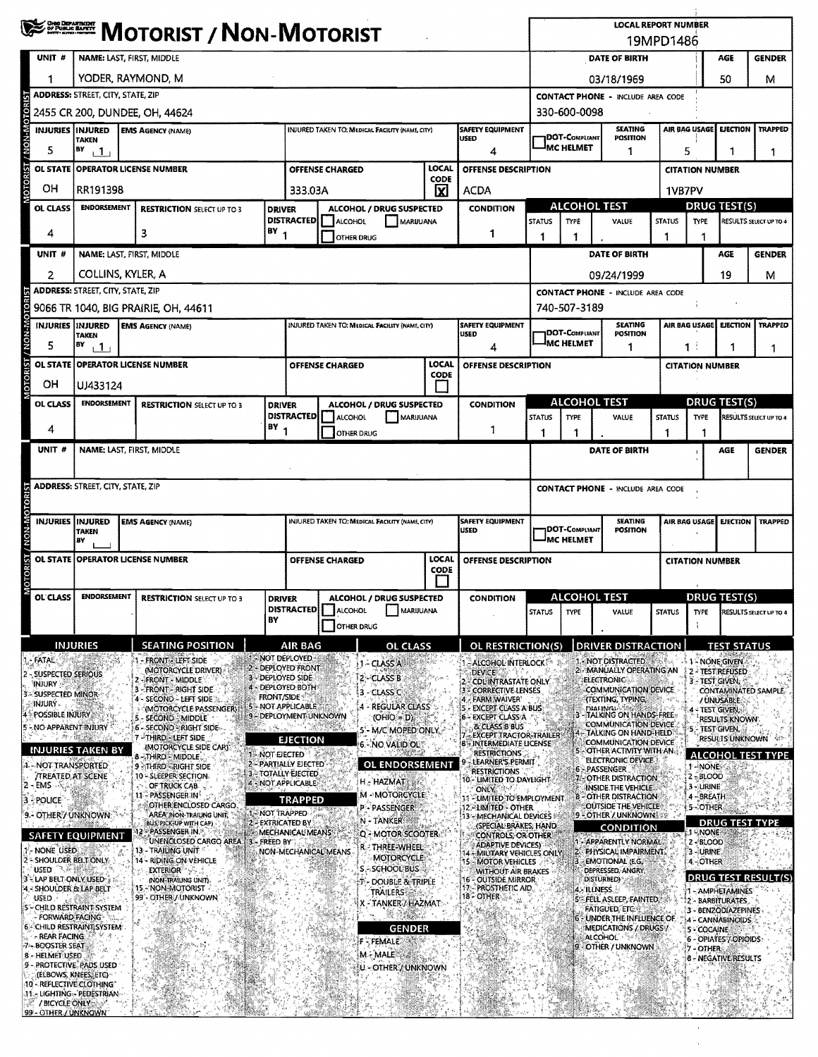# MOTORIST / NON-MOTORIST

**LOCAL REPORT NUMBER:** 19MPD1486

## Unit 1

| UNIT # | NAME: LAST, FIRST, MIDDLE | DATE OF BIRTH | AGE | GENDER |
|---|---|---|---|---|
| 1 | YODER, RAYMOND, M | 03/18/1969 | 50 | M |

| ADDRESS: STREET, CITY, STATE, ZIP | CONTACT PHONE - INCLUDE AREA CODE |
|---|---|
| 2455 CR 200, DUNDEE, OH, 44624 | 330-600-0098 |

| INJURIES | INJURED TAKEN BY | EMS AGENCY (NAME) | INJURED TAKEN TO: MEDICAL FACILITY (NAME, CITY) | SAFETY EQUIPMENT USED | DOT-COMPLIANT MC HELMET | SEATING POSITION | AIR BAG USAGE | EJECTION | TRAPPED |
|---|---|---|---|---|---|---|---|---|---|
| 5 | 1 | | | 4 | | 1 | 5 | 1 | 1 |

| OL STATE | OPERATOR LICENSE NUMBER | OFFENSE CHARGED | LOCAL CODE | OFFENSE DESCRIPTION | CITATION NUMBER |
|---|---|---|---|---|---|
| OH | RR191398 | 333.03A | X | ACDA | 1VB7PV |

| OL CLASS | ENDORSEMENT | RESTRICTION SELECT UP TO 3 | DRIVER DISTRACTED BY | ALCOHOL / DRUG SUSPECTED | CONDITION | ALCOHOL TEST STATUS | ALCOHOL TEST TYPE | ALCOHOL TEST VALUE | DRUG TEST STATUS | DRUG TEST TYPE | RESULTS SELECT UP TO 4 |
|---|---|---|---|---|---|---|---|---|---|---|---|
| 4 | | 3 | 1 | | 1 | 1 | 1 | . | 1 | 1 | |

## Unit 2

| UNIT # | NAME: LAST, FIRST, MIDDLE | DATE OF BIRTH | AGE | GENDER |
|---|---|---|---|---|
| 2 | COLLINS, KYLER, A | 09/24/1999 | 19 | M |

| ADDRESS: STREET, CITY, STATE, ZIP | CONTACT PHONE - INCLUDE AREA CODE |
|---|---|
| 9066 TR 1040, BIG PRAIRIE, OH, 44611 | 740-507-3189 |

| INJURIES | INJURED TAKEN BY | EMS AGENCY (NAME) | INJURED TAKEN TO: MEDICAL FACILITY (NAME, CITY) | SAFETY EQUIPMENT USED | DOT-COMPLIANT MC HELMET | SEATING POSITION | AIR BAG USAGE | EJECTION | TRAPPED |
|---|---|---|---|---|---|---|---|---|---|
| 5 | 1 | | | 4 | | 1 | 1 | 1 | 1 |

| OL STATE | OPERATOR LICENSE NUMBER | OFFENSE CHARGED | LOCAL CODE | OFFENSE DESCRIPTION | CITATION NUMBER |
|---|---|---|---|---|---|
| OH | UJ433124 | | | | |

| OL CLASS | ENDORSEMENT | RESTRICTION SELECT UP TO 3 | DRIVER DISTRACTED BY | ALCOHOL / DRUG SUSPECTED | CONDITION | ALCOHOL TEST STATUS | ALCOHOL TEST TYPE | ALCOHOL TEST VALUE | DRUG TEST STATUS | DRUG TEST TYPE | RESULTS SELECT UP TO 4 |
|---|---|---|---|---|---|---|---|---|---|---|---|
| 4 | | | 1 | | 1 | 1 | 1 | . | 1 | 1 | |

## Unit (blank)

| UNIT # | NAME: LAST, FIRST, MIDDLE | DATE OF BIRTH | AGE | GENDER |
|---|---|---|---|---|
| | | | | |

| ADDRESS: STREET, CITY, STATE, ZIP | CONTACT PHONE - INCLUDE AREA CODE |
|---|---|
| | |

| INJURIES | INJURED TAKEN BY | EMS AGENCY (NAME) | INJURED TAKEN TO: MEDICAL FACILITY (NAME, CITY) | SAFETY EQUIPMENT USED | DOT-COMPLIANT MC HELMET | SEATING POSITION | AIR BAG USAGE | EJECTION | TRAPPED |
|---|---|---|---|---|---|---|---|---|---|
| | | | | | | | | | |

| OL STATE | OPERATOR LICENSE NUMBER | OFFENSE CHARGED | LOCAL CODE | OFFENSE DESCRIPTION | CITATION NUMBER |
|---|---|---|---|---|---|
| | | | | | |

| OL CLASS | ENDORSEMENT | RESTRICTION SELECT UP TO 3 | DRIVER DISTRACTED BY | ALCOHOL / DRUG SUSPECTED | CONDITION | ALCOHOL TEST STATUS | ALCOHOL TEST TYPE | ALCOHOL TEST VALUE | DRUG TEST STATUS | DRUG TEST TYPE | RESULTS SELECT UP TO 4 |
|---|---|---|---|---|---|---|---|---|---|---|---|
| | | | | | | | | . | | | |

## Codes

**INJURIES**
1 - FATAL
2 - SUSPECTED SERIOUS INJURY
3 - SUSPECTED MINOR INJURY
4 - POSSIBLE INJURY
5 - NO APPARENT INJURY

**INJURIES TAKEN BY**
1 - NOT TRANSPORTED /TREATED AT SCENE
2 - EMS
3 - POLICE
9 - OTHER / UNKNOWN

**SAFETY EQUIPMENT**
1 - NONE USED
2 - SHOULDER BELT ONLY USED
3 - LAP BELT ONLY USED
4 - SHOULDER & LAP BELT USED
5 - CHILD RESTRAINT SYSTEM - FORWARD FACING
6 - CHILD RESTRAINT SYSTEM - REAR FACING
7 - BOOSTER SEAT
8 - HELMET USED
9 - PROTECTIVE PADS USED (ELBOWS, KNEES, ETC)
10 - REFLECTIVE CLOTHING
11 - LIGHTING - PEDESTRIAN / BICYCLE ONLY
99 - OTHER / UNKNOWN

**SEATING POSITION**
1 - FRONT - LEFT SIDE (MOTORCYCLE DRIVER)
2 - FRONT - MIDDLE
3 - FRONT - RIGHT SIDE
4 - SECOND - LEFT SIDE (MOTORCYCLE PASSENGER)
5 - SECOND - MIDDLE
6 - SECOND - RIGHT SIDE
7 - THIRD - LEFT SIDE (MOTORCYCLE SIDE CAR)
8 - THIRD - MIDDLE
9 - THIRD - RIGHT SIDE
10 - SLEEPER SECTION OF TRUCK CAB
11 - PASSENGER IN OTHER ENCLOSED CARGO AREA (NON-TRAILING UNIT, BUS, PICK-UP WITH CAP)
12 - PASSENGER IN UNENCLOSED CARGO AREA
13 - TRAILING UNIT
14 - RIDING ON VEHICLE EXTERIOR (NON-TRAILING UNIT)
15 - NON-MOTORIST
99 - OTHER / UNKNOWN

**AIR BAG**
1 - NOT DEPLOYED
2 - DEPLOYED FRONT
3 - DEPLOYED SIDE
4 - DEPLOYED BOTH FRONT/SIDE
5 - NOT APPLICABLE
9 - DEPLOYMENT UNKNOWN

**EJECTION**
1 - NOT EJECTED
2 - PARTIALLY EJECTED
3 - TOTALLY EJECTED
4 - NOT APPLICABLE

**TRAPPED**
1 - NOT TRAPPED
2 - EXTRICATED BY MECHANICAL MEANS
3 - FREED BY NON-MECHANICAL MEANS

**OL CLASS**
1 - CLASS A
2 - CLASS B
3 - CLASS C
4 - REGULAR CLASS (OHIO = D)
5 - M/C MOPED ONLY
6 - NO VALID OL

**OL ENDORSEMENT**
H - HAZMAT
M - MOTORCYCLE
P - PASSENGER
N - TANKER
Q - MOTOR SCOOTER
R - THREE-WHEEL MOTORCYCLE
S - SCHOOL BUS
T - DOUBLE & TRIPLE TRAILERS
X - TANKER / HAZMAT

**GENDER**
F - FEMALE
M - MALE
U - OTHER / UNKNOWN

**OL RESTRICTION(S)**
1 - ALCOHOL INTERLOCK DEVICE
2 - CDL INTRASTATE ONLY
3 - CORRECTIVE LENSES
4 - FARM WAIVER
5 - EXCEPT CLASS A BUS
6 - EXCEPT CLASS A & CLASS B BUS
7 - EXCEPT TRACTOR-TRAILER
8 - INTERMEDIATE LICENSE RESTRICTIONS
9 - LEARNER'S PERMIT RESTRICTIONS
10 - LIMITED TO DAYLIGHT ONLY
11 - LIMITED TO EMPLOYMENT
12 - LIMITED - OTHER
13 - MECHANICAL DEVICES (SPECIAL BRAKES, HAND CONTROLS, OR OTHER ADAPTIVE DEVICES)
14 - MILITARY VEHICLES ONLY
15 - MOTOR VEHICLES WITHOUT AIR BRAKES
16 - OUTSIDE MIRROR
17 - PROSTHETIC AID
18 - OTHER

**DRIVER DISTRACTION**
1 - NOT DISTRACTED
2 - MANUALLY OPERATING AN ELECTRONIC COMMUNICATION DEVICE (TEXTING, TYPING, DIALING)
3 - TALKING ON HANDS-FREE COMMUNICATION DEVICE
4 - TALKING ON HAND-HELD COMMUNICATION DEVICE
5 - OTHER ACTIVITY WITH AN ELECTRONIC DEVICE
6 - PASSENGER
7 - OTHER DISTRACTION INSIDE THE VEHICLE
8 - OTHER DISTRACTION OUTSIDE THE VEHICLE
9 - OTHER / UNKNOWN

**CONDITION**
1 - APPARENTLY NORMAL
2 - PHYSICAL IMPAIRMENT
3 - EMOTIONAL (E.G., DEPRESSED, ANGRY, DISTURBED)
4 - ILLNESS
5 - FELL ASLEEP, FAINTED, FATIGUED, ETC.
6 - UNDER THE INFLUENCE OF MEDICATIONS / DRUGS / ALCOHOL
9 - OTHER / UNKNOWN

**TEST STATUS**
1 - NONE GIVEN
2 - TEST REFUSED
3 - TEST GIVEN, CONTAMINATED SAMPLE / UNUSABLE
4 - TEST GIVEN, RESULTS KNOWN
5 - TEST GIVEN, RESULTS UNKNOWN

**ALCOHOL TEST TYPE**
1 - NONE
2 - BLOOD
3 - URINE
4 - BREATH
5 - OTHER

**DRUG TEST TYPE**
1 - NONE
2 - BLOOD
3 - URINE
4 - OTHER

**DRUG TEST RESULT(S)**
1 - AMPHETAMINES
2 - BARBITURATES
3 - BENZODIAZEPINES
4 - CANNABINOIDS
5 - COCAINE
6 - OPIATES / OPIOIDS
7 - OTHER
8 - NEGATIVE RESULTS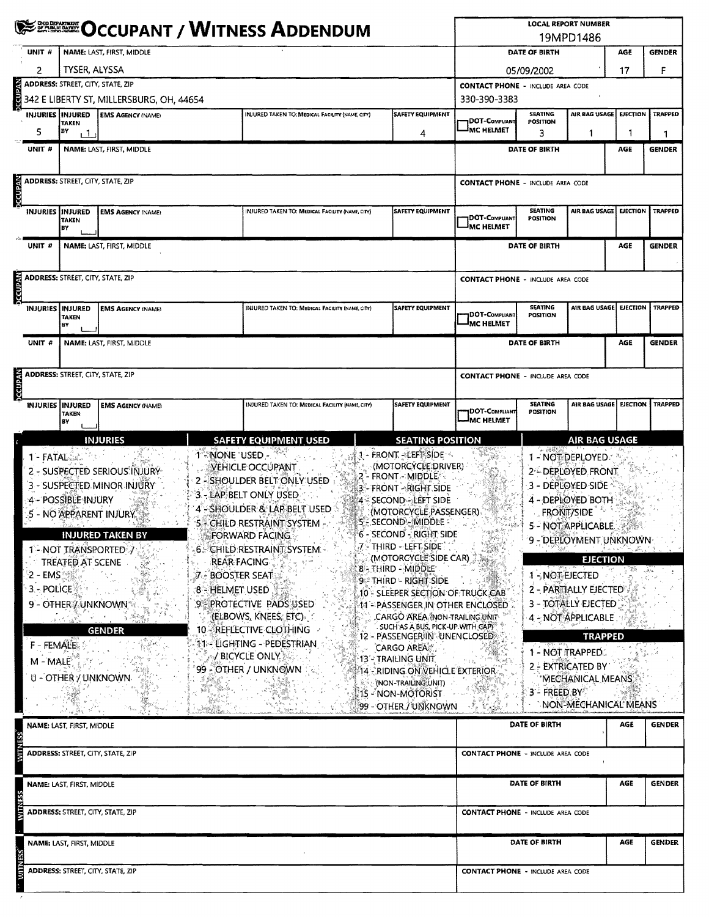# OCCUPANT / WITNESS ADDENDUM

OHIO DEPARTMENT OF PUBLIC SAFETY

**LOCAL REPORT NUMBER:** 19MPD1486

## OCCUPANT

| UNIT # | NAME: LAST, FIRST, MIDDLE | DATE OF BIRTH | AGE | GENDER |
|---|---|---|---|---|
| 2 | TYSER, ALYSSA | 05/09/2002 | 17 | F |

| ADDRESS: STREET, CITY, STATE, ZIP | CONTACT PHONE - INCLUDE AREA CODE |
|---|---|
| 342 E LIBERTY ST, MILLERSBURG, OH, 44654 | 330-390-3383 |

| INJURIES | INJURED TAKEN BY | EMS AGENCY (NAME) | INJURED TAKEN TO: MEDICAL FACILITY (NAME, CITY) | SAFETY EQUIPMENT | DOT-COMPLIANT MC HELMET | SEATING POSITION | AIR BAG USAGE | EJECTION | TRAPPED |
|---|---|---|---|---|---|---|---|---|---|
| 5 | 1 | | | 4 | | 3 | 1 | 1 | 1 |

## OCCUPANT

| UNIT # | NAME: LAST, FIRST, MIDDLE | DATE OF BIRTH | AGE | GENDER |
|---|---|---|---|---|
| | | | | |

| ADDRESS: STREET, CITY, STATE, ZIP | CONTACT PHONE - INCLUDE AREA CODE |
|---|---|
| | |

| INJURIES | INJURED TAKEN BY | EMS AGENCY (NAME) | INJURED TAKEN TO: MEDICAL FACILITY (NAME, CITY) | SAFETY EQUIPMENT | DOT-COMPLIANT MC HELMET | SEATING POSITION | AIR BAG USAGE | EJECTION | TRAPPED |
|---|---|---|---|---|---|---|---|---|---|
| | | | | | | | | | |

## OCCUPANT

| UNIT # | NAME: LAST, FIRST, MIDDLE | DATE OF BIRTH | AGE | GENDER |
|---|---|---|---|---|
| | | | | |

| ADDRESS: STREET, CITY, STATE, ZIP | CONTACT PHONE - INCLUDE AREA CODE |
|---|---|
| | |

| INJURIES | INJURED TAKEN BY | EMS AGENCY (NAME) | INJURED TAKEN TO: MEDICAL FACILITY (NAME, CITY) | SAFETY EQUIPMENT | DOT-COMPLIANT MC HELMET | SEATING POSITION | AIR BAG USAGE | EJECTION | TRAPPED |
|---|---|---|---|---|---|---|---|---|---|
| | | | | | | | | | |

## OCCUPANT

| UNIT # | NAME: LAST, FIRST, MIDDLE | DATE OF BIRTH | AGE | GENDER |
|---|---|---|---|---|
| | | | | |

| ADDRESS: STREET, CITY, STATE, ZIP | CONTACT PHONE - INCLUDE AREA CODE |
|---|---|
| | |

| INJURIES | INJURED TAKEN BY | EMS AGENCY (NAME) | INJURED TAKEN TO: MEDICAL FACILITY (NAME, CITY) | SAFETY EQUIPMENT | DOT-COMPLIANT MC HELMET | SEATING POSITION | AIR BAG USAGE | EJECTION | TRAPPED |
|---|---|---|---|---|---|---|---|---|---|
| | | | | | | | | | |

## CODES

### INJURIES
1 - FATAL
2 - SUSPECTED SERIOUS INJURY
3 - SUSPECTED MINOR INJURY
4 - POSSIBLE INJURY
5 - NO APPARENT INJURY

### INJURED TAKEN BY
1 - NOT TRANSPORTED / TREATED AT SCENE
2 - EMS
3 - POLICE
9 - OTHER / UNKNOWN

### GENDER
F - FEMALE
M - MALE
U - OTHER / UNKNOWN

### SAFETY EQUIPMENT USED
1 - NONE USED - VEHICLE OCCUPANT
2 - SHOULDER BELT ONLY USED
3 - LAP BELT ONLY USED
4 - SHOULDER & LAP BELT USED
5 - CHILD RESTRAINT SYSTEM - FORWARD FACING
6 - CHILD RESTRAINT SYSTEM - REAR FACING
7 - BOOSTER SEAT
8 - HELMET USED
9 - PROTECTIVE PADS USED (ELBOWS, KNEES, ETC)
10 - REFLECTIVE CLOTHING
11 - LIGHTING - PEDESTRIAN / BICYCLE ONLY
99 - OTHER / UNKNOWN

### SEATING POSITION
1 - FRONT - LEFT SIDE (MOTORCYCLE DRIVER)
2 - FRONT - MIDDLE
3 - FRONT - RIGHT SIDE
4 - SECOND - LEFT SIDE (MOTORCYCLE PASSENGER)
5 - SECOND - MIDDLE
6 - SECOND - RIGHT SIDE
7 - THIRD - LEFT SIDE (MOTORCYCLE SIDE CAR)
8 - THIRD - MIDDLE
9 - THIRD - RIGHT SIDE
10 - SLEEPER SECTION OF TRUCK CAB
11 - PASSENGER IN OTHER ENCLOSED CARGO AREA (NON-TRAILING UNIT SUCH AS A BUS, PICK-UP WITH CAP)
12 - PASSENGER IN UNENCLOSED CARGO AREA
13 - TRAILING UNIT
14 - RIDING ON VEHICLE EXTERIOR (NON-TRAILING UNIT)
15 - NON-MOTORIST
99 - OTHER / UNKNOWN

### AIR BAG USAGE
1 - NOT DEPLOYED
2 - DEPLOYED FRONT
3 - DEPLOYED SIDE
4 - DEPLOYED BOTH FRONT/SIDE
5 - NOT APPLICABLE
9 - DEPLOYMENT UNKNOWN

### EJECTION
1 - NOT EJECTED
2 - PARTIALLY EJECTED
3 - TOTALLY EJECTED
4 - NOT APPLICABLE

### TRAPPED
1 - NOT TRAPPED
2 - EXTRICATED BY MECHANICAL MEANS
3 - FREED BY NON-MECHANICAL MEANS

## WITNESS

| NAME: LAST, FIRST, MIDDLE | DATE OF BIRTH | AGE | GENDER |
|---|---|---|---|
| | | | |

| ADDRESS: STREET, CITY, STATE, ZIP | CONTACT PHONE - INCLUDE AREA CODE |
|---|---|
| | |

## WITNESS

| NAME: LAST, FIRST, MIDDLE | DATE OF BIRTH | AGE | GENDER |
|---|---|---|---|
| | | | |

| ADDRESS: STREET, CITY, STATE, ZIP | CONTACT PHONE - INCLUDE AREA CODE |
|---|---|
| | |

## WITNESS

| NAME: LAST, FIRST, MIDDLE | DATE OF BIRTH | AGE | GENDER |
|---|---|---|---|
| | | | |

| ADDRESS: STREET, CITY, STATE, ZIP | CONTACT PHONE - INCLUDE AREA CODE |
|---|---|
| | |